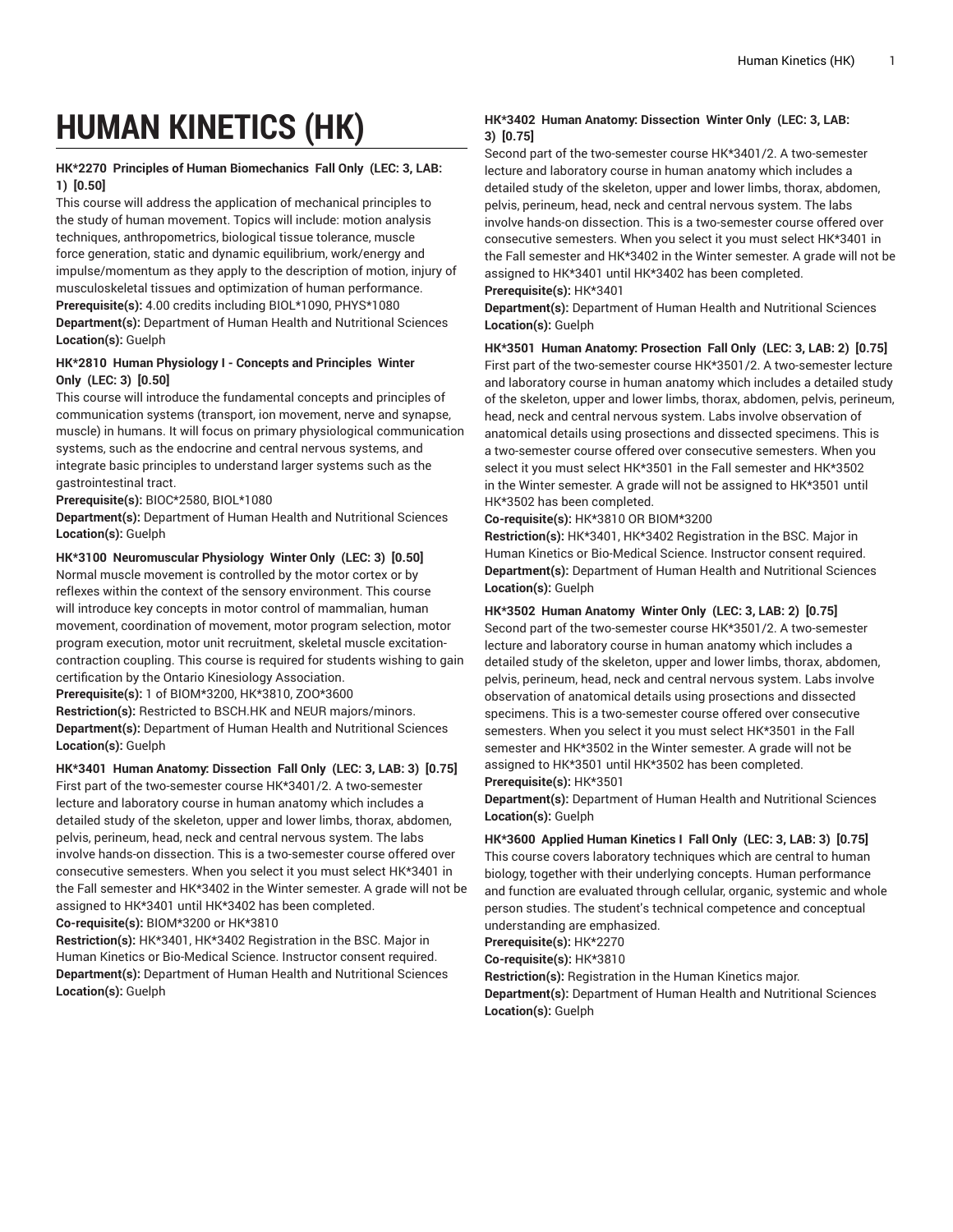# HUMAN KINETICS (HK)

### HK*2270 Principles of Human Biomechanics Fall Only (LEC: 3, LAB: 1) [0.50]

This course will address the application of mechanical principles to the study of human movement. Topics will include: motion analysis techniques, anthropometrics, biological tissue tolerance, muscle force generation, static and dynamic equilibrium, work/energy and impulse/momentum as they apply to the description of motion, injury of musculoskeletal tissues and optimization of human performance.

**Prerequisite(s):** 4.00 credits including BIOL*1090, PHYS*1080
**Department(s):** Department of Human Health and Nutritional Sciences
**Location(s):** Guelph

### HK*2810 Human Physiology I - Concepts and Principles Winter Only (LEC: 3) [0.50]

This course will introduce the fundamental concepts and principles of communication systems (transport, ion movement, nerve and synapse, muscle) in humans. It will focus on primary physiological communication systems, such as the endocrine and central nervous systems, and integrate basic principles to understand larger systems such as the gastrointestinal tract.

**Prerequisite(s):** BIOC*2580, BIOL*1080
**Department(s):** Department of Human Health and Nutritional Sciences
**Location(s):** Guelph

### HK*3100 Neuromuscular Physiology Winter Only (LEC: 3) [0.50]

Normal muscle movement is controlled by the motor cortex or by reflexes within the context of the sensory environment. This course will introduce key concepts in motor control of mammalian, human movement, coordination of movement, motor program selection, motor program execution, motor unit recruitment, skeletal muscle excitation-contraction coupling. This course is required for students wishing to gain certification by the Ontario Kinesiology Association.

**Prerequisite(s):** 1 of BIOM*3200, HK*3810, ZOO*3600
**Restriction(s):** Restricted to BSCH.HK and NEUR majors/minors.
**Department(s):** Department of Human Health and Nutritional Sciences
**Location(s):** Guelph

### HK*3401 Human Anatomy: Dissection Fall Only (LEC: 3, LAB: 3) [0.75]

First part of the two-semester course HK*3401/2. A two-semester lecture and laboratory course in human anatomy which includes a detailed study of the skeleton, upper and lower limbs, thorax, abdomen, pelvis, perineum, head, neck and central nervous system. The labs involve hands-on dissection. This is a two-semester course offered over consecutive semesters. When you select it you must select HK*3401 in the Fall semester and HK*3402 in the Winter semester. A grade will not be assigned to HK*3401 until HK*3402 has been completed.

**Co-requisite(s):** BIOM*3200 or HK*3810
**Restriction(s):** HK*3401, HK*3402 Registration in the BSC. Major in Human Kinetics or Bio-Medical Science. Instructor consent required.
**Department(s):** Department of Human Health and Nutritional Sciences
**Location(s):** Guelph

### HK*3402 Human Anatomy: Dissection Winter Only (LEC: 3, LAB: 3) [0.75]

Second part of the two-semester course HK*3401/2. A two-semester lecture and laboratory course in human anatomy which includes a detailed study of the skeleton, upper and lower limbs, thorax, abdomen, pelvis, perineum, head, neck and central nervous system. The labs involve hands-on dissection. This is a two-semester course offered over consecutive semesters. When you select it you must select HK*3401 in the Fall semester and HK*3402 in the Winter semester. A grade will not be assigned to HK*3401 until HK*3402 has been completed.

**Prerequisite(s):** HK*3401
**Department(s):** Department of Human Health and Nutritional Sciences
**Location(s):** Guelph

### HK*3501 Human Anatomy: Prosection Fall Only (LEC: 3, LAB: 2) [0.75]

First part of the two-semester course HK*3501/2. A two-semester lecture and laboratory course in human anatomy which includes a detailed study of the skeleton, upper and lower limbs, thorax, abdomen, pelvis, perineum, head, neck and central nervous system. Labs involve observation of anatomical details using prosections and dissected specimens. This is a two-semester course offered over consecutive semesters. When you select it you must select HK*3501 in the Fall semester and HK*3502 in the Winter semester. A grade will not be assigned to HK*3501 until HK*3502 has been completed.

**Co-requisite(s):** HK*3810 OR BIOM*3200
**Restriction(s):** HK*3401, HK*3402 Registration in the BSC. Major in Human Kinetics or Bio-Medical Science. Instructor consent required.
**Department(s):** Department of Human Health and Nutritional Sciences
**Location(s):** Guelph

### HK*3502 Human Anatomy Winter Only (LEC: 3, LAB: 2) [0.75]

Second part of the two-semester course HK*3501/2. A two-semester lecture and laboratory course in human anatomy which includes a detailed study of the skeleton, upper and lower limbs, thorax, abdomen, pelvis, perineum, head, neck and central nervous system. Labs involve observation of anatomical details using prosections and dissected specimens. This is a two-semester course offered over consecutive semesters. When you select it you must select HK*3501 in the Fall semester and HK*3502 in the Winter semester. A grade will not be assigned to HK*3501 until HK*3502 has been completed.

**Prerequisite(s):** HK*3501
**Department(s):** Department of Human Health and Nutritional Sciences
**Location(s):** Guelph

### HK*3600 Applied Human Kinetics I Fall Only (LEC: 3, LAB: 3) [0.75]

This course covers laboratory techniques which are central to human biology, together with their underlying concepts. Human performance and function are evaluated through cellular, organic, systemic and whole person studies. The student's technical competence and conceptual understanding are emphasized.

**Prerequisite(s):** HK*2270
**Co-requisite(s):** HK*3810
**Restriction(s):** Registration in the Human Kinetics major.
**Department(s):** Department of Human Health and Nutritional Sciences
**Location(s):** Guelph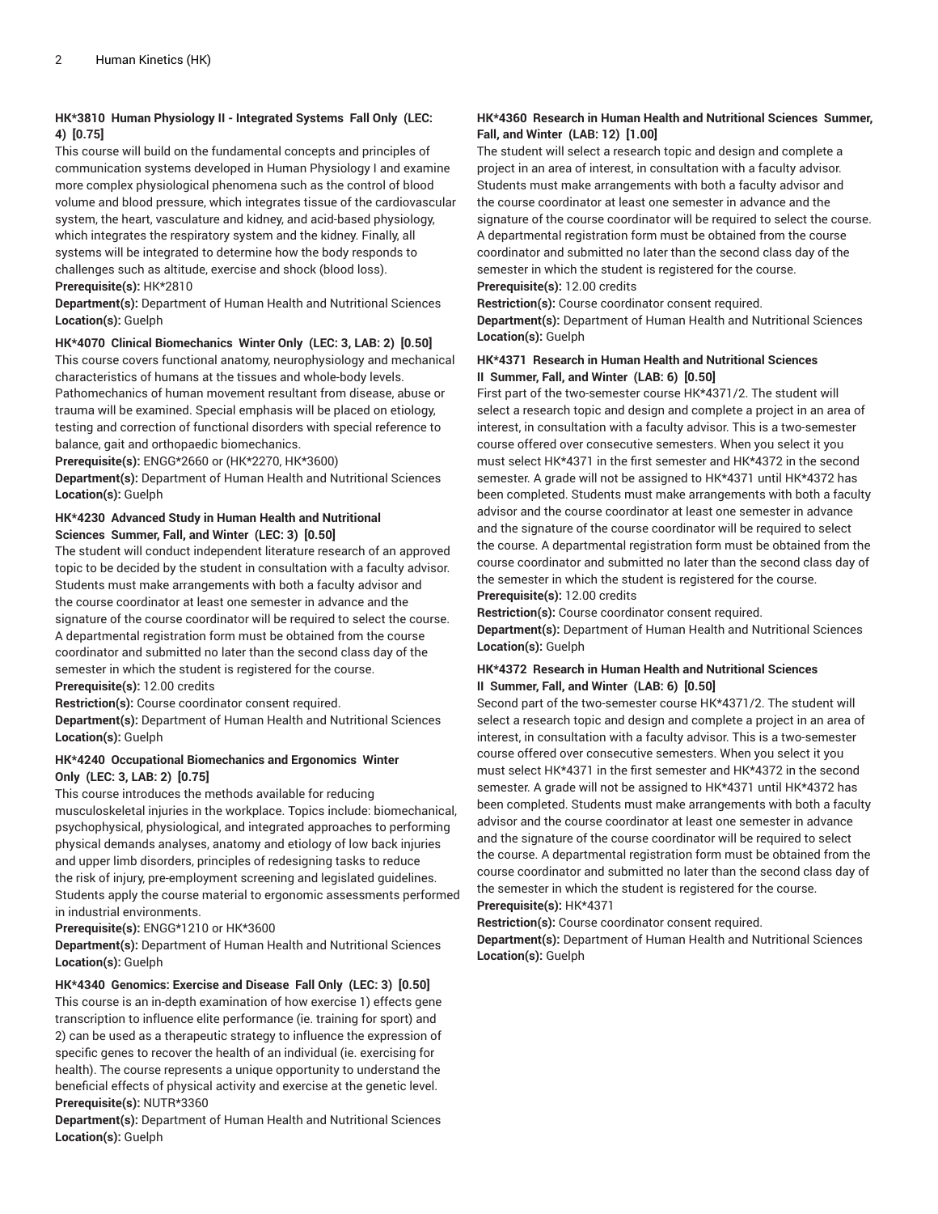**HK*3810 Human Physiology II - Integrated Systems Fall Only (LEC: 4) [0.75]**

This course will build on the fundamental concepts and principles of communication systems developed in Human Physiology I and examine more complex physiological phenomena such as the control of blood volume and blood pressure, which integrates tissue of the cardiovascular system, the heart, vasculature and kidney, and acid-based physiology, which integrates the respiratory system and the kidney. Finally, all systems will be integrated to determine how the body responds to challenges such as altitude, exercise and shock (blood loss).

**Prerequisite(s):** HK*2810

**Department(s):** Department of Human Health and Nutritional Sciences

**Location(s):** Guelph

**HK*4070 Clinical Biomechanics Winter Only (LEC: 3, LAB: 2) [0.50]**

This course covers functional anatomy, neurophysiology and mechanical characteristics of humans at the tissues and whole-body levels. Pathomechanics of human movement resultant from disease, abuse or trauma will be examined. Special emphasis will be placed on etiology, testing and correction of functional disorders with special reference to balance, gait and orthopaedic biomechanics.

**Prerequisite(s):** ENGG*2660 or (HK*2270, HK*3600)

**Department(s):** Department of Human Health and Nutritional Sciences

**Location(s):** Guelph

**HK*4230 Advanced Study in Human Health and Nutritional Sciences Summer, Fall, and Winter (LEC: 3) [0.50]**

The student will conduct independent literature research of an approved topic to be decided by the student in consultation with a faculty advisor. Students must make arrangements with both a faculty advisor and the course coordinator at least one semester in advance and the signature of the course coordinator will be required to select the course. A departmental registration form must be obtained from the course coordinator and submitted no later than the second class day of the semester in which the student is registered for the course.

**Prerequisite(s):** 12.00 credits

**Restriction(s):** Course coordinator consent required.

**Department(s):** Department of Human Health and Nutritional Sciences

**Location(s):** Guelph

**HK*4240 Occupational Biomechanics and Ergonomics Winter Only (LEC: 3, LAB: 2) [0.75]**

This course introduces the methods available for reducing musculoskeletal injuries in the workplace. Topics include: biomechanical, psychophysical, physiological, and integrated approaches to performing physical demands analyses, anatomy and etiology of low back injuries and upper limb disorders, principles of redesigning tasks to reduce the risk of injury, pre-employment screening and legislated guidelines. Students apply the course material to ergonomic assessments performed in industrial environments.

**Prerequisite(s):** ENGG*1210 or HK*3600

**Department(s):** Department of Human Health and Nutritional Sciences

**Location(s):** Guelph

**HK*4340 Genomics: Exercise and Disease Fall Only (LEC: 3) [0.50]**

This course is an in-depth examination of how exercise 1) effects gene transcription to influence elite performance (ie. training for sport) and 2) can be used as a therapeutic strategy to influence the expression of specific genes to recover the health of an individual (ie. exercising for health). The course represents a unique opportunity to understand the beneficial effects of physical activity and exercise at the genetic level.

**Prerequisite(s):** NUTR*3360

**Department(s):** Department of Human Health and Nutritional Sciences

**Location(s):** Guelph

**HK*4360 Research in Human Health and Nutritional Sciences Summer, Fall, and Winter (LAB: 12) [1.00]**

The student will select a research topic and design and complete a project in an area of interest, in consultation with a faculty advisor. Students must make arrangements with both a faculty advisor and the course coordinator at least one semester in advance and the signature of the course coordinator will be required to select the course. A departmental registration form must be obtained from the course coordinator and submitted no later than the second class day of the semester in which the student is registered for the course.

**Prerequisite(s):** 12.00 credits

**Restriction(s):** Course coordinator consent required.

**Department(s):** Department of Human Health and Nutritional Sciences

**Location(s):** Guelph

**HK*4371 Research in Human Health and Nutritional Sciences II Summer, Fall, and Winter (LAB: 6) [0.50]**

First part of the two-semester course HK*4371/2. The student will select a research topic and design and complete a project in an area of interest, in consultation with a faculty advisor. This is a two-semester course offered over consecutive semesters. When you select it you must select HK*4371 in the first semester and HK*4372 in the second semester. A grade will not be assigned to HK*4371 until HK*4372 has been completed. Students must make arrangements with both a faculty advisor and the course coordinator at least one semester in advance and the signature of the course coordinator will be required to select the course. A departmental registration form must be obtained from the course coordinator and submitted no later than the second class day of the semester in which the student is registered for the course.

**Prerequisite(s):** 12.00 credits

**Restriction(s):** Course coordinator consent required.

**Department(s):** Department of Human Health and Nutritional Sciences

**Location(s):** Guelph

**HK*4372 Research in Human Health and Nutritional Sciences II Summer, Fall, and Winter (LAB: 6) [0.50]**

Second part of the two-semester course HK*4371/2. The student will select a research topic and design and complete a project in an area of interest, in consultation with a faculty advisor. This is a two-semester course offered over consecutive semesters. When you select it you must select HK*4371 in the first semester and HK*4372 in the second semester. A grade will not be assigned to HK*4371 until HK*4372 has been completed. Students must make arrangements with both a faculty advisor and the course coordinator at least one semester in advance and the signature of the course coordinator will be required to select the course. A departmental registration form must be obtained from the course coordinator and submitted no later than the second class day of the semester in which the student is registered for the course.

**Prerequisite(s):** HK*4371

**Restriction(s):** Course coordinator consent required.

**Department(s):** Department of Human Health and Nutritional Sciences

**Location(s):** Guelph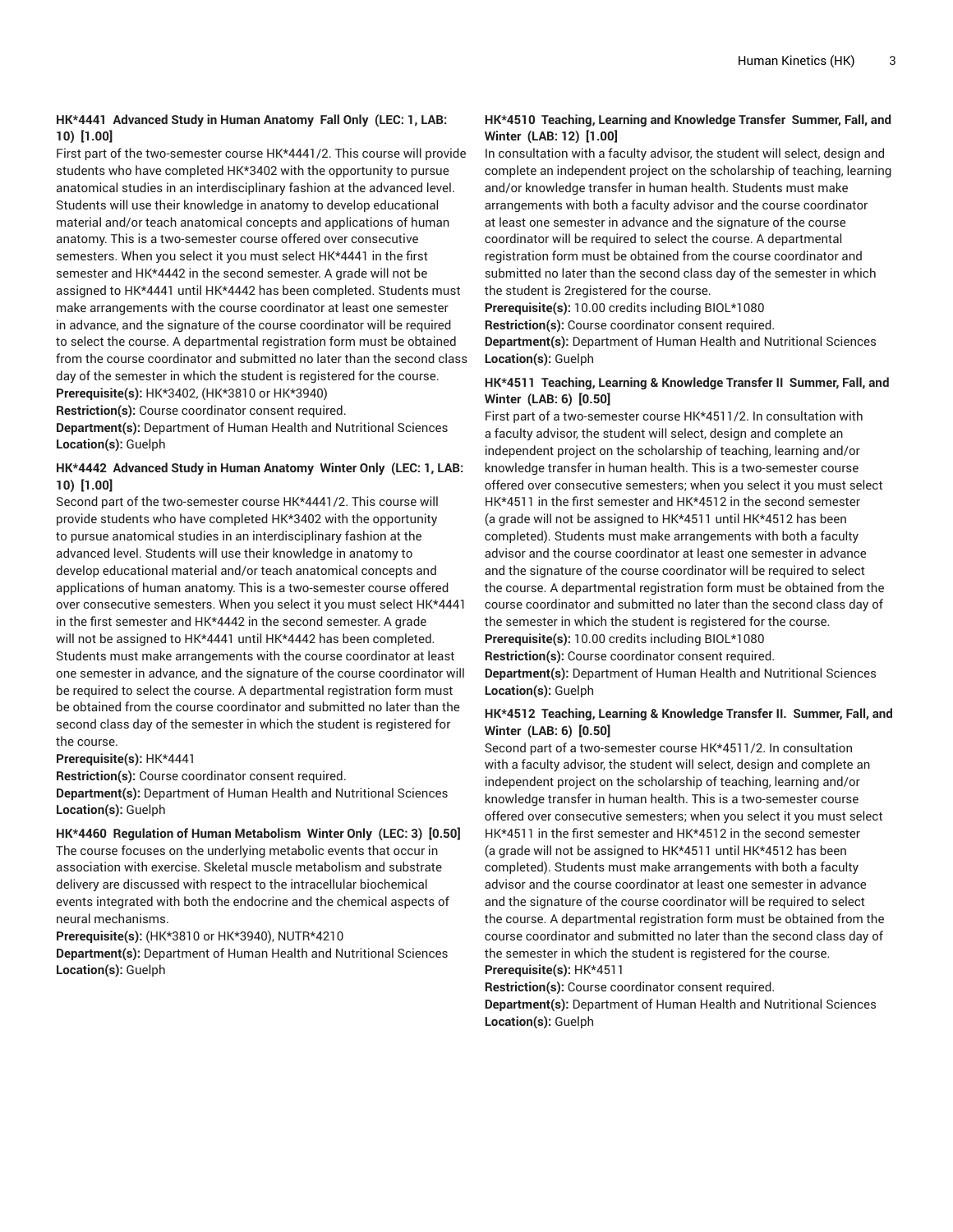**HK*4441 Advanced Study in Human Anatomy Fall Only (LEC: 1, LAB: 10) [1.00]**

First part of the two-semester course HK*4441/2. This course will provide students who have completed HK*3402 with the opportunity to pursue anatomical studies in an interdisciplinary fashion at the advanced level. Students will use their knowledge in anatomy to develop educational material and/or teach anatomical concepts and applications of human anatomy. This is a two-semester course offered over consecutive semesters. When you select it you must select HK*4441 in the first semester and HK*4442 in the second semester. A grade will not be assigned to HK*4441 until HK*4442 has been completed. Students must make arrangements with the course coordinator at least one semester in advance, and the signature of the course coordinator will be required to select the course. A departmental registration form must be obtained from the course coordinator and submitted no later than the second class day of the semester in which the student is registered for the course.

**Prerequisite(s):** HK*3402, (HK*3810 or HK*3940)

**Restriction(s):** Course coordinator consent required.

**Department(s):** Department of Human Health and Nutritional Sciences

**Location(s):** Guelph

**HK*4442 Advanced Study in Human Anatomy Winter Only (LEC: 1, LAB: 10) [1.00]**

Second part of the two-semester course HK*4441/2. This course will provide students who have completed HK*3402 with the opportunity to pursue anatomical studies in an interdisciplinary fashion at the advanced level. Students will use their knowledge in anatomy to develop educational material and/or teach anatomical concepts and applications of human anatomy. This is a two-semester course offered over consecutive semesters. When you select it you must select HK*4441 in the first semester and HK*4442 in the second semester. A grade will not be assigned to HK*4441 until HK*4442 has been completed. Students must make arrangements with the course coordinator at least one semester in advance, and the signature of the course coordinator will be required to select the course. A departmental registration form must be obtained from the course coordinator and submitted no later than the second class day of the semester in which the student is registered for the course.

**Prerequisite(s):** HK*4441

**Restriction(s):** Course coordinator consent required.

**Department(s):** Department of Human Health and Nutritional Sciences

**Location(s):** Guelph

**HK*4460 Regulation of Human Metabolism Winter Only (LEC: 3) [0.50]**

The course focuses on the underlying metabolic events that occur in association with exercise. Skeletal muscle metabolism and substrate delivery are discussed with respect to the intracellular biochemical events integrated with both the endocrine and the chemical aspects of neural mechanisms.

**Prerequisite(s):** (HK*3810 or HK*3940), NUTR*4210

**Department(s):** Department of Human Health and Nutritional Sciences

**Location(s):** Guelph

**HK*4510 Teaching, Learning and Knowledge Transfer Summer, Fall, and Winter (LAB: 12) [1.00]**

In consultation with a faculty advisor, the student will select, design and complete an independent project on the scholarship of teaching, learning and/or knowledge transfer in human health. Students must make arrangements with both a faculty advisor and the course coordinator at least one semester in advance and the signature of the course coordinator will be required to select the course. A departmental registration form must be obtained from the course coordinator and submitted no later than the second class day of the semester in which the student is 2registered for the course.

**Prerequisite(s):** 10.00 credits including BIOL*1080

**Restriction(s):** Course coordinator consent required.

**Department(s):** Department of Human Health and Nutritional Sciences

**Location(s):** Guelph

**HK*4511 Teaching, Learning & Knowledge Transfer II Summer, Fall, and Winter (LAB: 6) [0.50]**

First part of a two-semester course HK*4511/2. In consultation with a faculty advisor, the student will select, design and complete an independent project on the scholarship of teaching, learning and/or knowledge transfer in human health. This is a two-semester course offered over consecutive semesters; when you select it you must select HK*4511 in the first semester and HK*4512 in the second semester (a grade will not be assigned to HK*4511 until HK*4512 has been completed). Students must make arrangements with both a faculty advisor and the course coordinator at least one semester in advance and the signature of the course coordinator will be required to select the course. A departmental registration form must be obtained from the course coordinator and submitted no later than the second class day of the semester in which the student is registered for the course.

**Prerequisite(s):** 10.00 credits including BIOL*1080

**Restriction(s):** Course coordinator consent required.

**Department(s):** Department of Human Health and Nutritional Sciences

**Location(s):** Guelph

**HK*4512 Teaching, Learning & Knowledge Transfer II. Summer, Fall, and Winter (LAB: 6) [0.50]**

Second part of a two-semester course HK*4511/2. In consultation with a faculty advisor, the student will select, design and complete an independent project on the scholarship of teaching, learning and/or knowledge transfer in human health. This is a two-semester course offered over consecutive semesters; when you select it you must select HK*4511 in the first semester and HK*4512 in the second semester (a grade will not be assigned to HK*4511 until HK*4512 has been completed). Students must make arrangements with both a faculty advisor and the course coordinator at least one semester in advance and the signature of the course coordinator will be required to select the course. A departmental registration form must be obtained from the course coordinator and submitted no later than the second class day of the semester in which the student is registered for the course.

**Prerequisite(s):** HK*4511

**Restriction(s):** Course coordinator consent required.

**Department(s):** Department of Human Health and Nutritional Sciences

**Location(s):** Guelph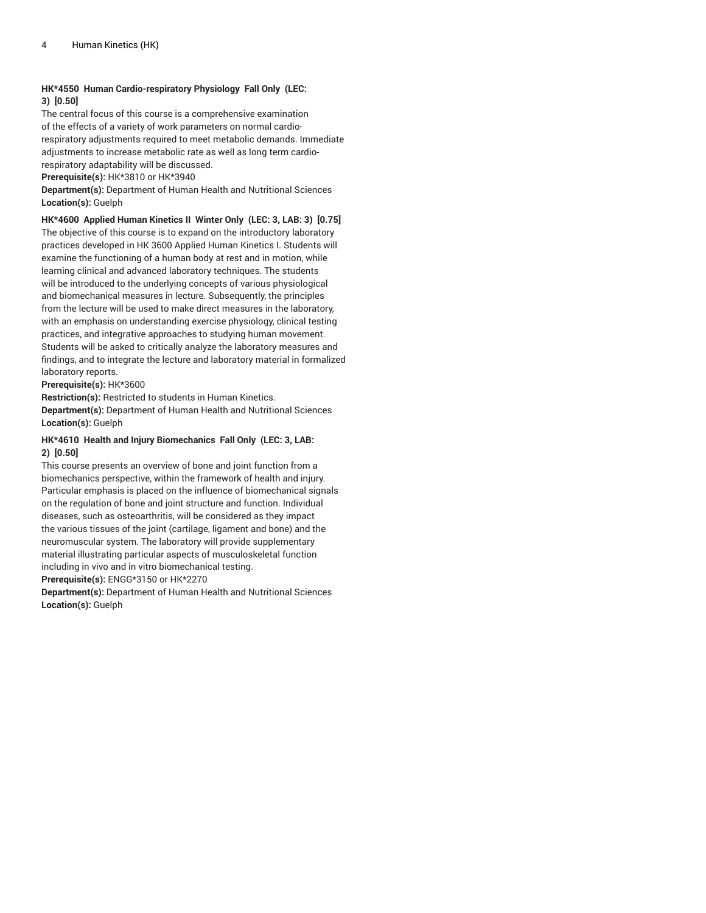**HK*4550 Human Cardio-respiratory Physiology Fall Only (LEC: 3) [0.50]**

The central focus of this course is a comprehensive examination of the effects of a variety of work parameters on normal cardio-respiratory adjustments required to meet metabolic demands. Immediate adjustments to increase metabolic rate as well as long term cardio-respiratory adaptability will be discussed.

**Prerequisite(s):** HK*3810 or HK*3940
**Department(s):** Department of Human Health and Nutritional Sciences
**Location(s):** Guelph

**HK*4600 Applied Human Kinetics II Winter Only (LEC: 3, LAB: 3) [0.75]**

The objective of this course is to expand on the introductory laboratory practices developed in HK 3600 Applied Human Kinetics I. Students will examine the functioning of a human body at rest and in motion, while learning clinical and advanced laboratory techniques. The students will be introduced to the underlying concepts of various physiological and biomechanical measures in lecture. Subsequently, the principles from the lecture will be used to make direct measures in the laboratory, with an emphasis on understanding exercise physiology, clinical testing practices, and integrative approaches to studying human movement. Students will be asked to critically analyze the laboratory measures and findings, and to integrate the lecture and laboratory material in formalized laboratory reports.

**Prerequisite(s):** HK*3600
**Restriction(s):** Restricted to students in Human Kinetics.
**Department(s):** Department of Human Health and Nutritional Sciences
**Location(s):** Guelph

**HK*4610 Health and Injury Biomechanics Fall Only (LEC: 3, LAB: 2) [0.50]**

This course presents an overview of bone and joint function from a biomechanics perspective, within the framework of health and injury. Particular emphasis is placed on the influence of biomechanical signals on the regulation of bone and joint structure and function. Individual diseases, such as osteoarthritis, will be considered as they impact the various tissues of the joint (cartilage, ligament and bone) and the neuromuscular system. The laboratory will provide supplementary material illustrating particular aspects of musculoskeletal function including in vivo and in vitro biomechanical testing.

**Prerequisite(s):** ENGG*3150 or HK*2270
**Department(s):** Department of Human Health and Nutritional Sciences
**Location(s):** Guelph